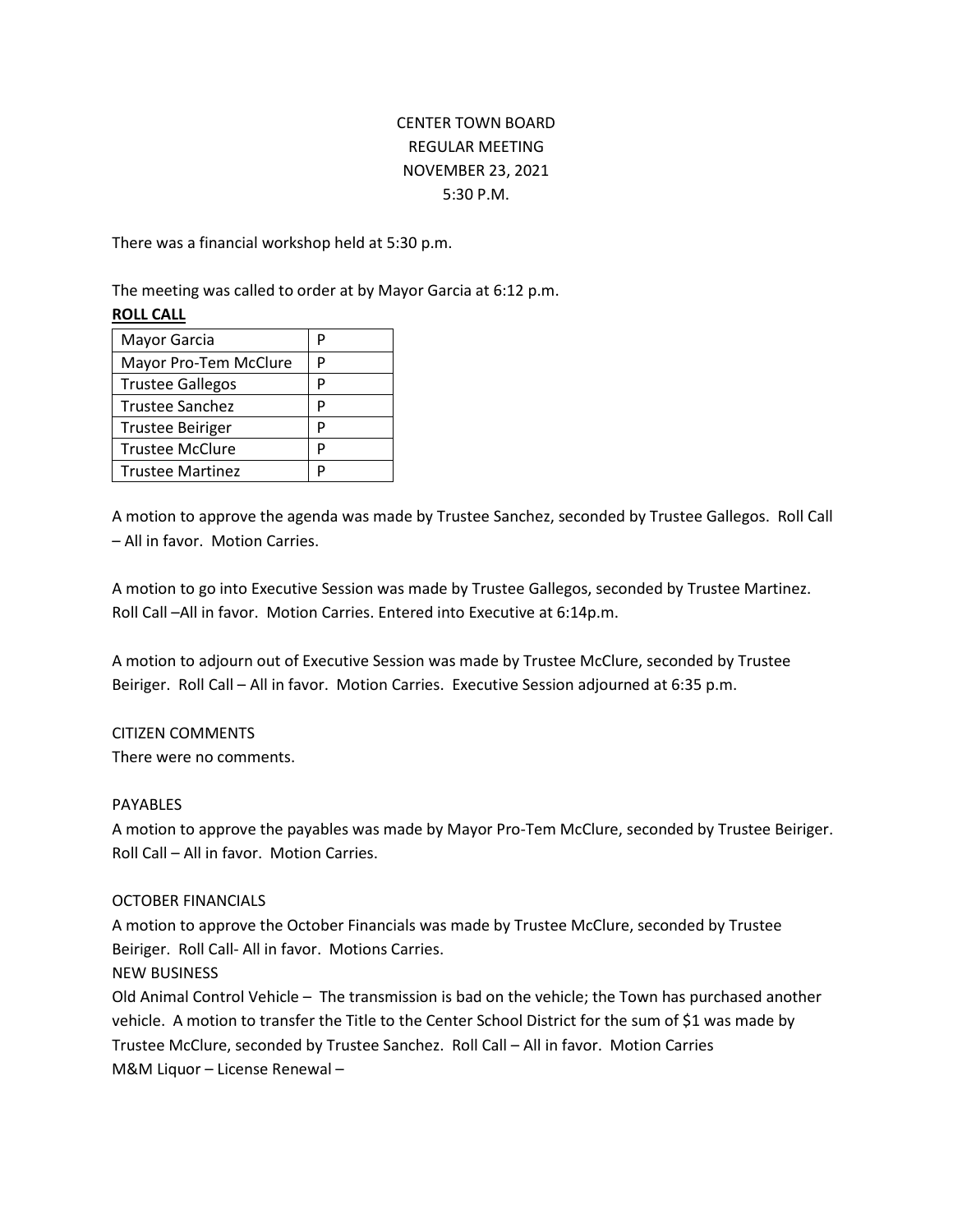CENTER TOWN BOARD
REGULAR MEETING
NOVEMBER 23, 2021
5:30 P.M.

There was a financial workshop held at 5:30 p.m.

The meeting was called to order at by Mayor Garcia at 6:12 p.m.

**ROLL CALL**

| | |
|---|---|
| Mayor Garcia | P |
| Mayor Pro-Tem McClure | P |
| Trustee Gallegos | P |
| Trustee Sanchez | P |
| Trustee Beiriger | P |
| Trustee McClure | P |
| Trustee Martinez | P |

A motion to approve the agenda was made by Trustee Sanchez, seconded by Trustee Gallegos. Roll Call – All in favor. Motion Carries.

A motion to go into Executive Session was made by Trustee Gallegos, seconded by Trustee Martinez. Roll Call –All in favor. Motion Carries. Entered into Executive at 6:14p.m.

A motion to adjourn out of Executive Session was made by Trustee McClure, seconded by Trustee Beiriger. Roll Call – All in favor. Motion Carries. Executive Session adjourned at 6:35 p.m.

CITIZEN COMMENTS

There were no comments.

PAYABLES

A motion to approve the payables was made by Mayor Pro-Tem McClure, seconded by Trustee Beiriger. Roll Call – All in favor. Motion Carries.

OCTOBER FINANCIALS

A motion to approve the October Financials was made by Trustee McClure, seconded by Trustee Beiriger. Roll Call- All in favor. Motions Carries.

NEW BUSINESS

Old Animal Control Vehicle – The transmission is bad on the vehicle; the Town has purchased another vehicle. A motion to transfer the Title to the Center School District for the sum of $1 was made by Trustee McClure, seconded by Trustee Sanchez. Roll Call – All in favor. Motion Carries

M&M Liquor – License Renewal –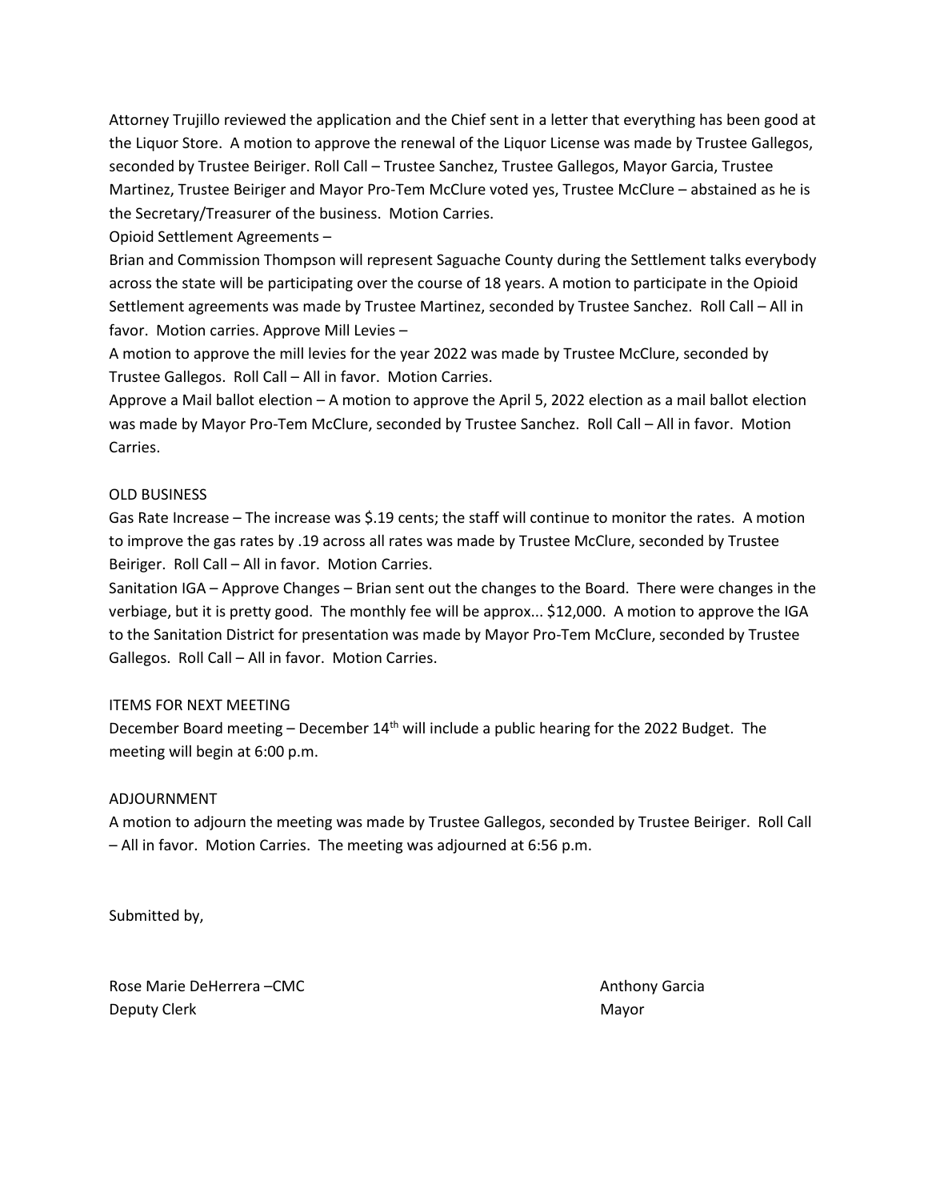Attorney Trujillo reviewed the application and the Chief sent in a letter that everything has been good at the Liquor Store. A motion to approve the renewal of the Liquor License was made by Trustee Gallegos, seconded by Trustee Beiriger. Roll Call – Trustee Sanchez, Trustee Gallegos, Mayor Garcia, Trustee Martinez, Trustee Beiriger and Mayor Pro-Tem McClure voted yes, Trustee McClure – abstained as he is the Secretary/Treasurer of the business. Motion Carries.

Opioid Settlement Agreements –

Brian and Commission Thompson will represent Saguache County during the Settlement talks everybody across the state will be participating over the course of 18 years. A motion to participate in the Opioid Settlement agreements was made by Trustee Martinez, seconded by Trustee Sanchez. Roll Call – All in favor. Motion carries. Approve Mill Levies –

A motion to approve the mill levies for the year 2022 was made by Trustee McClure, seconded by Trustee Gallegos. Roll Call – All in favor. Motion Carries.

Approve a Mail ballot election – A motion to approve the April 5, 2022 election as a mail ballot election was made by Mayor Pro-Tem McClure, seconded by Trustee Sanchez. Roll Call – All in favor. Motion Carries.

OLD BUSINESS

Gas Rate Increase – The increase was $.19 cents; the staff will continue to monitor the rates. A motion to improve the gas rates by .19 across all rates was made by Trustee McClure, seconded by Trustee Beiriger. Roll Call – All in favor. Motion Carries.

Sanitation IGA – Approve Changes – Brian sent out the changes to the Board. There were changes in the verbiage, but it is pretty good. The monthly fee will be approx... $12,000. A motion to approve the IGA to the Sanitation District for presentation was made by Mayor Pro-Tem McClure, seconded by Trustee Gallegos. Roll Call – All in favor. Motion Carries.

ITEMS FOR NEXT MEETING

December Board meeting – December 14th will include a public hearing for the 2022 Budget. The meeting will begin at 6:00 p.m.

ADJOURNMENT

A motion to adjourn the meeting was made by Trustee Gallegos, seconded by Trustee Beiriger. Roll Call – All in favor. Motion Carries. The meeting was adjourned at 6:56 p.m.

Submitted by,

Rose Marie DeHerrera –CMC
Deputy Clerk

Anthony Garcia
Mayor